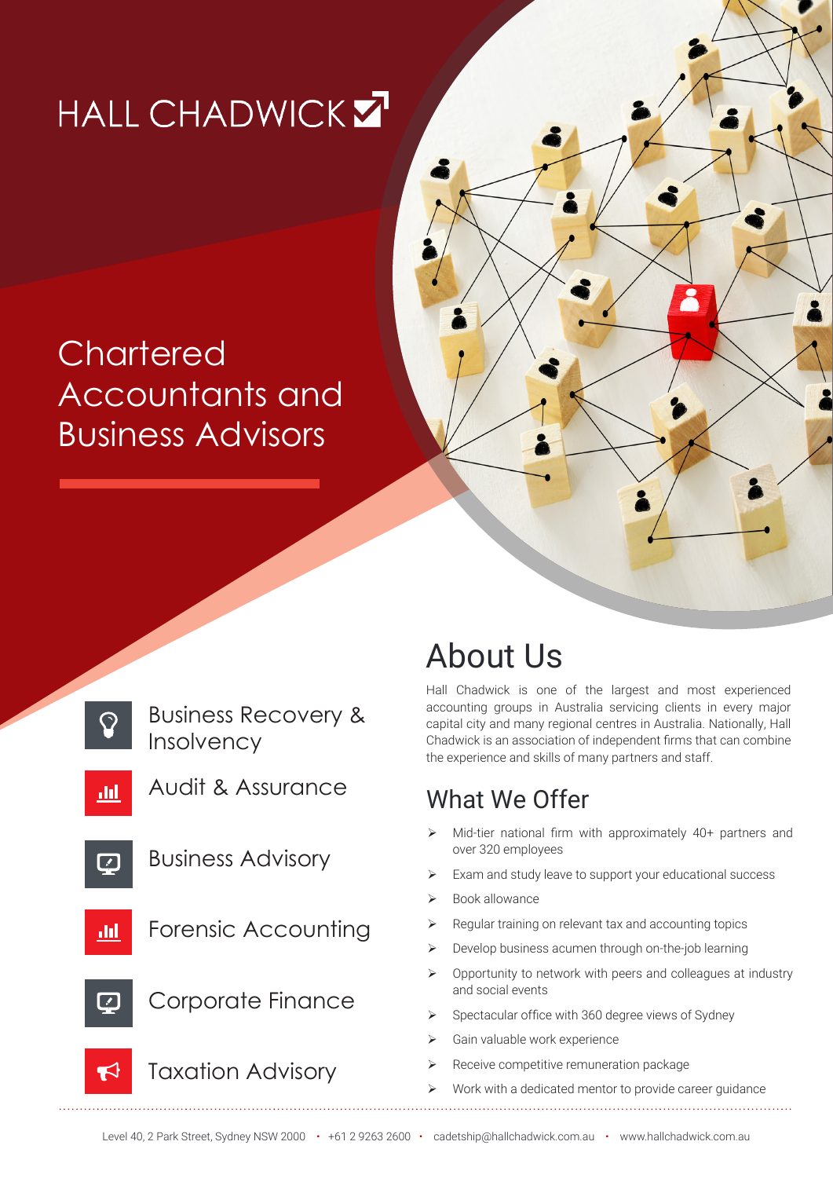# HALL CHADWICK

## Chartered Accountants and Business Advisors

- Business Recovery & Insolvency
- Audit & Assurance
- Business Advisory
- Forensic Accounting
- Corporate Finance
- Taxation Advisory

## About Us

Hall Chadwick is one of the largest and most experienced accounting groups in Australia servicing clients in every major capital city and many regional centres in Australia. Nationally, Hall Chadwick is an association of independent firms that can combine the experience and skills of many partners and staff.

## What We Offer

- Mid-tier national firm with approximately 40+ partners and over 320 employees
- Exam and study leave to support your educational success
- Book allowance
- Regular training on relevant tax and accounting topics
- Develop business acumen through on-the-job learning
- Opportunity to network with peers and colleagues at industry and social events
- Spectacular office with 360 degree views of Sydney
- Gain valuable work experience
- Receive competitive remuneration package
- Work with a dedicated mentor to provide career guidance

Level 40, 2 Park Street, Sydney NSW 2000 • +61 2 9263 2600 • cadetship@hallchadwick.com.au • www.hallchadwick.com.au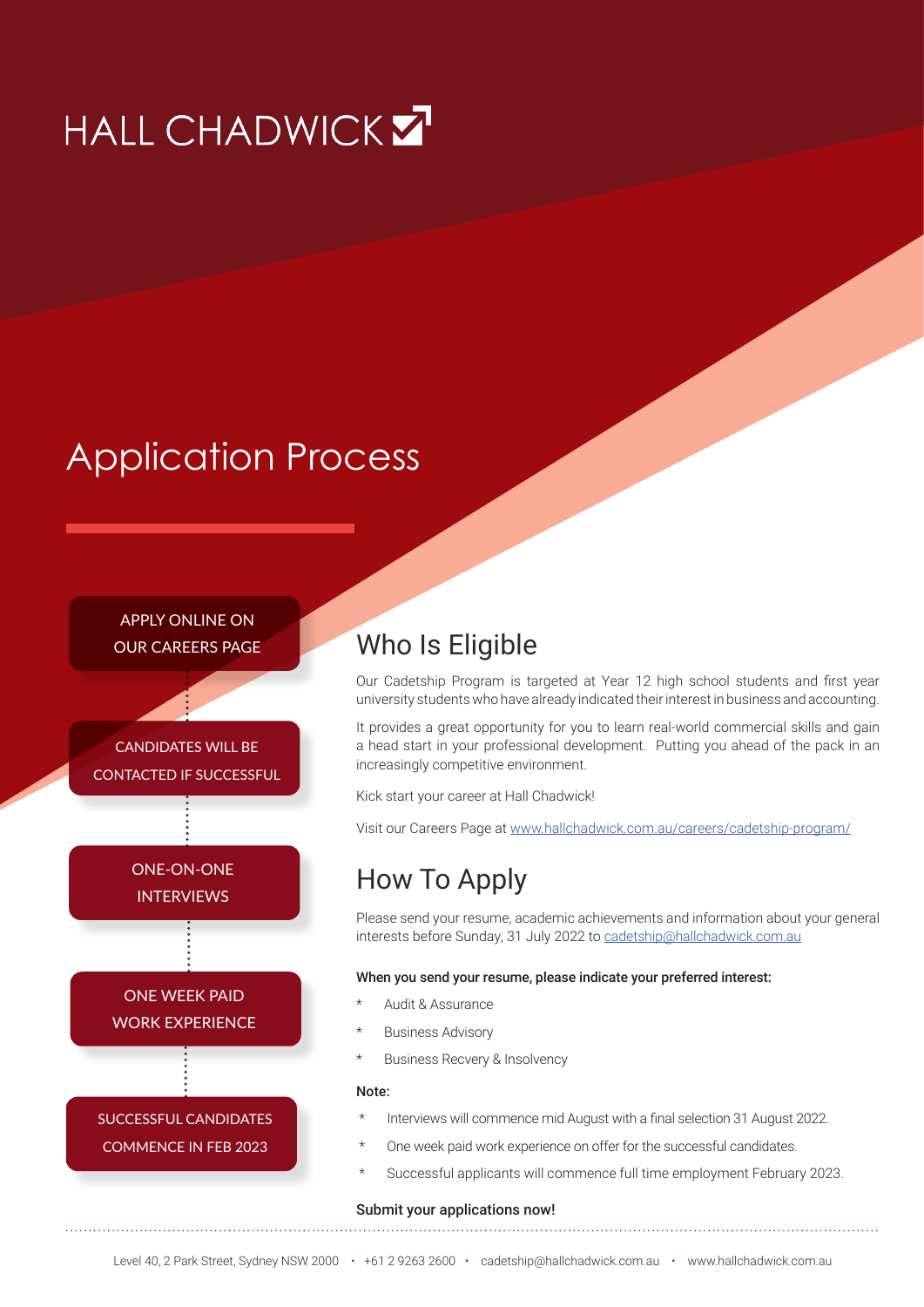HALL CHADWICK

# Application Process

APPLY ONLINE ON OUR CAREERS PAGE

CANDIDATES WILL BE CONTACTED IF SUCCESSFUL

ONE-ON-ONE INTERVIEWS

ONE WEEK PAID WORK EXPERIENCE

SUCCESSFUL CANDIDATES COMMENCE IN FEB 2023

## Who Is Eligible

Our Cadetship Program is targeted at Year 12 high school students and first year university students who have already indicated their interest in business and accounting.

It provides a great opportunity for you to learn real-world commercial skills and gain a head start in your professional development. Putting you ahead of the pack in an increasingly competitive environment.

Kick start your career at Hall Chadwick!

Visit our Careers Page at www.hallchadwick.com.au/careers/cadetship-program/

## How To Apply

Please send your resume, academic achievements and information about your general interests before Sunday, 31 July 2022 to cadetship@hallchadwick.com.au

**When you send your resume, please indicate your preferred interest:**

* Audit & Assurance
* Business Advisory
* Business Recvery & Insolvency

**Note:**

* Interviews will commence mid August with a final selection 31 August 2022.
* One week paid work experience on offer for the successful candidates.
* Successful applicants will commence full time employment February 2023.

**Submit your applications now!**

Level 40, 2 Park Street, Sydney NSW 2000 • +61 2 9263 2600 • cadetship@hallchadwick.com.au • www.hallchadwick.com.au